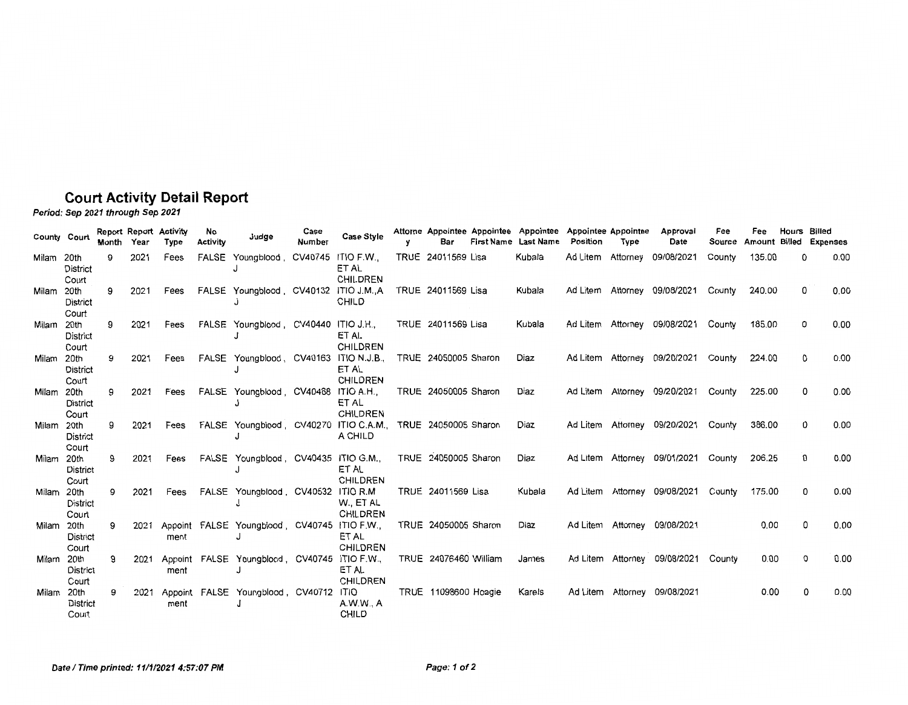# Court Activity Detail Report

***Period: Sep 2021 through Sep 2021***

| County | Court | Report Month | Report Year | Activity Type | No Activity | Judge | Case Number | Case Style | Attorney | Appointee Bar | Appointee First Name | Appointee Last Name | Appointee Position | Appointee Type | Approval Date | Fee Source | Fee Amount | Hours Billed | Billed Expenses |
|---|---|---|---|---|---|---|---|---|---|---|---|---|---|---|---|---|---|---|---|
| Milam | 20th District Court | 9 | 2021 | Fees | FALSE | Youngblood, J | CV40745 | ITIO F.W., ET AL CHILDREN | TRUE | 24011569 | Lisa | Kubala | Ad Litem | Attorney | 09/08/2021 | County | 135.00 | 0 | 0.00 |
| Milam | 20th District Court | 9 | 2021 | Fees | FALSE | Youngblood, J | CV40132 | ITIO J.M.,A CHILD | TRUE | 24011569 | Lisa | Kubala | Ad Litem | Attorney | 09/08/2021 | County | 240.00 | 0 | 0.00 |
| Milam | 20th District Court | 9 | 2021 | Fees | FALSE | Youngblood, J | CV40440 | ITIO J.H., ET AL CHILDREN | TRUE | 24011569 | Lisa | Kubala | Ad Litem | Attorney | 09/08/2021 | County | 185.00 | 0 | 0.00 |
| Milam | 20th District Court | 9 | 2021 | Fees | FALSE | Youngblood, J | CV40163 | ITIO N.J.B., ET AL CHILDREN | TRUE | 24050005 | Sharon | Diaz | Ad Litem | Attorney | 09/20/2021 | County | 224.00 | 0 | 0.00 |
| Milam | 20th District Court | 9 | 2021 | Fees | FALSE | Youngblood, J | CV40468 | ITIO A.H., ET AL CHILDREN | TRUE | 24050005 | Sharon | Diaz | Ad Litem | Attorney | 09/20/2021 | County | 225.00 | 0 | 0.00 |
| Milam | 20th District Court | 9 | 2021 | Fees | FALSE | Youngblood, J | CV40270 | ITIO C.A.M., A CHILD | TRUE | 24050005 | Sharon | Diaz | Ad Litem | Attorney | 09/20/2021 | County | 386.00 | 0 | 0.00 |
| Milam | 20th District Court | 9 | 2021 | Fees | FALSE | Youngblood, J | CV40435 | ITIO G.M., ET AL CHILDREN | TRUE | 24050005 | Sharon | Diaz | Ad Litem | Attorney | 09/01/2021 | County | 206.25 | 0 | 0.00 |
| Milam | 20th District Court | 9 | 2021 | Fees | FALSE | Youngblood, J | CV40532 | ITIO R.M W., ET AL CHILDREN | TRUE | 24011569 | Lisa | Kubala | Ad Litem | Attorney | 09/08/2021 | County | 175.00 | 0 | 0.00 |
| Milam | 20th District Court | 9 | 2021 | Appointment | FALSE | Youngblood, J | CV40745 | ITIO F.W., ET AL CHILDREN | TRUE | 24050005 | Sharon | Diaz | Ad Litem | Attorney | 09/08/2021 | | 0.00 | 0 | 0.00 |
| Milam | 20th District Court | 9 | 2021 | Appointment | FALSE | Youngblood, J | CV40745 | ITIO F.W., ET AL CHILDREN | TRUE | 24076460 | William | James | Ad Litem | Attorney | 09/08/2021 | County | 0.00 | 0 | 0.00 |
| Milam | 20th District Court | 9 | 2021 | Appointment | FALSE | Youngblood, J | CV40712 | ITIO A.W.W., A CHILD | TRUE | 11098600 | Hoagie | Karels | Ad Litem | Attorney | 09/08/2021 | | 0.00 | 0 | 0.00 |

***Date / Time printed: 11/1/2021 4:57:07 PM***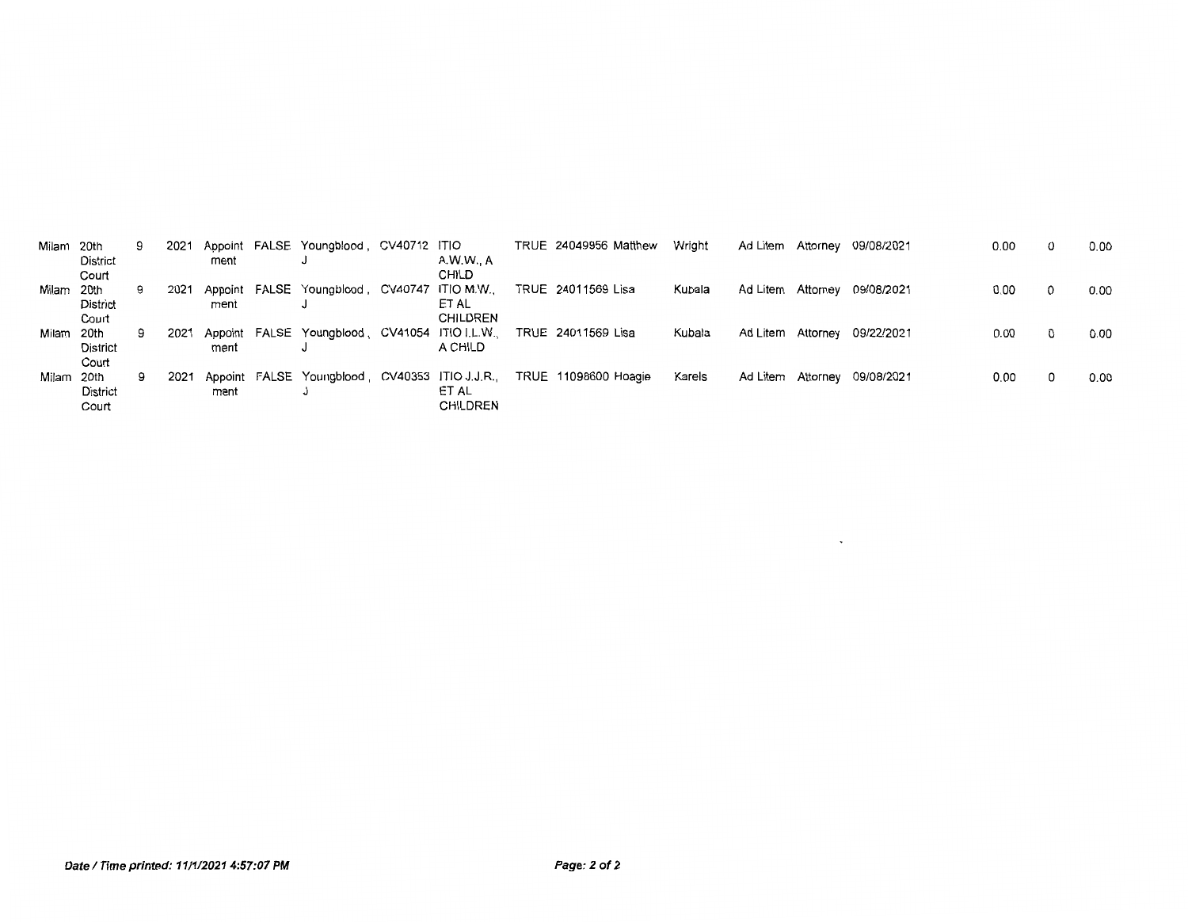| | | | | | | | | | | | | | | | | | | |
|---|---|---|---|---|---|---|---|---|---|---|---|---|---|---|---|---|---|---|
| Milam | 20th District Court | 9 | 2021 | Appointment | FALSE | Youngblood , J | CV40712 | ITIO A.W.W., A CHILD | TRUE | 24049956 | Matthew | Wright | Ad Litem | Attorney | 09/08/2021 | 0.00 | 0 | 0.00 |
| Milam | 20th District Court | 9 | 2021 | Appointment | FALSE | Youngblood , J | CV40747 | ITIO M.W., ET AL CHILDREN | TRUE | 24011569 | Lisa | Kubala | Ad Litem | Attorney | 09/08/2021 | 0.00 | 0 | 0.00 |
| Milam | 20th District Court | 9 | 2021 | Appointment | FALSE | Youngblood , J | CV41054 | ITIO I.L.W., A CHILD | TRUE | 24011569 | Lisa | Kubala | Ad Litem | Attorney | 09/22/2021 | 0.00 | 0 | 0.00 |
| Milam | 20th District Court | 9 | 2021 | Appointment | FALSE | Youngblood , J | CV40353 | ITIO J.J.R., ET AL CHILDREN | TRUE | 11098600 | Hoagie | Karels | Ad Litem | Attorney | 09/08/2021 | 0.00 | 0 | 0.00 |

*Date / Time printed: 11/1/2021 4:57:07 PM*